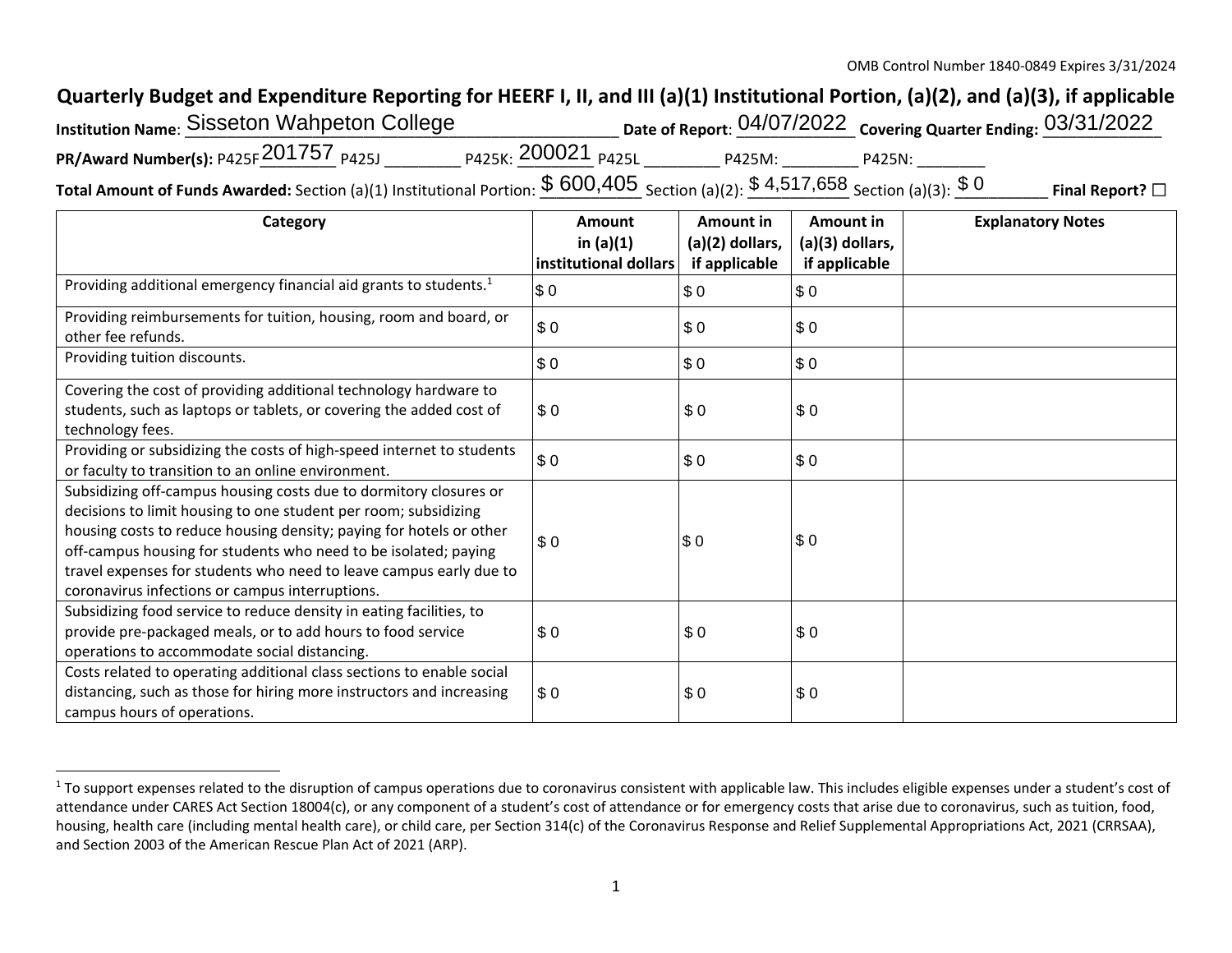OMB Control Number 1840-0849 Expires 3/31/2024

# Quarterly Budget and Expenditure Reporting for HEERF I, II, and III (a)(1) Institutional Portion, (a)(2), and (a)(3), if applicable

**Institution Name**: Sisseton Wahpeton College **Date of Report**: 04/07/2022 **Covering Quarter Ending:** 03/31/2022

**PR/Award Number(s):** P425F 201757 P425J ________ P425K: 200021 P425L ________ P425M: ________ P425N: ________

**Total Amount of Funds Awarded:** Section (a)(1) Institutional Portion: $ 600,405 Section (a)(2): $ 4,517,658 Section (a)(3): $ 0 **Final Report?** ☐

| Category | Amount in (a)(1) institutional dollars | Amount in (a)(2) dollars, if applicable | Amount in (a)(3) dollars, if applicable | Explanatory Notes |
|---|---|---|---|---|
| Providing additional emergency financial aid grants to students.[1] | $ 0 | $ 0 | $ 0 | |
| Providing reimbursements for tuition, housing, room and board, or other fee refunds. | $ 0 | $ 0 | $ 0 | |
| Providing tuition discounts. | $ 0 | $ 0 | $ 0 | |
| Covering the cost of providing additional technology hardware to students, such as laptops or tablets, or covering the added cost of technology fees. | $ 0 | $ 0 | $ 0 | |
| Providing or subsidizing the costs of high-speed internet to students or faculty to transition to an online environment. | $ 0 | $ 0 | $ 0 | |
| Subsidizing off-campus housing costs due to dormitory closures or decisions to limit housing to one student per room; subsidizing housing costs to reduce housing density; paying for hotels or other off-campus housing for students who need to be isolated; paying travel expenses for students who need to leave campus early due to coronavirus infections or campus interruptions. | $ 0 | $ 0 | $ 0 | |
| Subsidizing food service to reduce density in eating facilities, to provide pre-packaged meals, or to add hours to food service operations to accommodate social distancing. | $ 0 | $ 0 | $ 0 | |
| Costs related to operating additional class sections to enable social distancing, such as those for hiring more instructors and increasing campus hours of operations. | $ 0 | $ 0 | $ 0 | |

[1] To support expenses related to the disruption of campus operations due to coronavirus consistent with applicable law. This includes eligible expenses under a student's cost of attendance under CARES Act Section 18004(c), or any component of a student's cost of attendance or for emergency costs that arise due to coronavirus, such as tuition, food, housing, health care (including mental health care), or child care, per Section 314(c) of the Coronavirus Response and Relief Supplemental Appropriations Act, 2021 (CRRSAA), and Section 2003 of the American Rescue Plan Act of 2021 (ARP).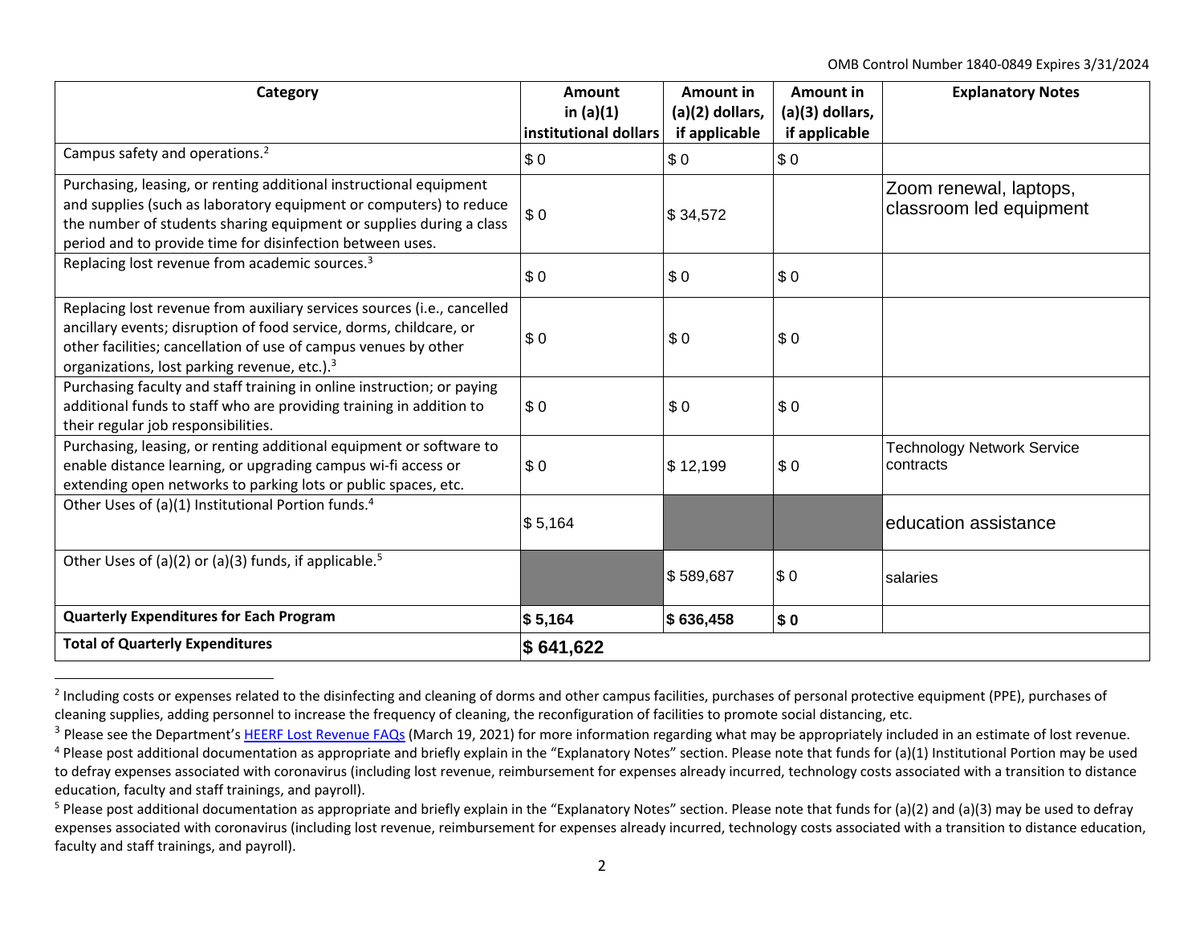| Category | Amount in (a)(1) institutional dollars | Amount in (a)(2) dollars, if applicable | Amount in (a)(3) dollars, if applicable | Explanatory Notes |
|---|---|---|---|---|
| Campus safety and operations.[2] | $ 0 | $ 0 | $ 0 | |
| Purchasing, leasing, or renting additional instructional equipment and supplies (such as laboratory equipment or computers) to reduce the number of students sharing equipment or supplies during a class period and to provide time for disinfection between uses. | $ 0 | $ 34,572 | | Zoom renewal, laptops, classroom led equipment |
| Replacing lost revenue from academic sources.[3] | $ 0 | $ 0 | $ 0 | |
| Replacing lost revenue from auxiliary services sources (i.e., cancelled ancillary events; disruption of food service, dorms, childcare, or other facilities; cancellation of use of campus venues by other organizations, lost parking revenue, etc.).[3] | $ 0 | $ 0 | $ 0 | |
| Purchasing faculty and staff training in online instruction; or paying additional funds to staff who are providing training in addition to their regular job responsibilities. | $ 0 | $ 0 | $ 0 | |
| Purchasing, leasing, or renting additional equipment or software to enable distance learning, or upgrading campus wi-fi access or extending open networks to parking lots or public spaces, etc. | $ 0 | $ 12,199 | $ 0 | Technology Network Service contracts |
| Other Uses of (a)(1) Institutional Portion funds.[4] | $ 5,164 | | | education assistance |
| Other Uses of (a)(2) or (a)(3) funds, if applicable.[5] | | $ 589,687 | $ 0 | salaries |
| **Quarterly Expenditures for Each Program** | **$ 5,164** | **$ 636,458** | **$ 0** | |
| **Total of Quarterly Expenditures** | **$ 641,622** | | | |

[2] Including costs or expenses related to the disinfecting and cleaning of dorms and other campus facilities, purchases of personal protective equipment (PPE), purchases of cleaning supplies, adding personnel to increase the frequency of cleaning, the reconfiguration of facilities to promote social distancing, etc.

[3] Please see the Department's HEERF Lost Revenue FAQs (March 19, 2021) for more information regarding what may be appropriately included in an estimate of lost revenue.

[4] Please post additional documentation as appropriate and briefly explain in the "Explanatory Notes" section. Please note that funds for (a)(1) Institutional Portion may be used to defray expenses associated with coronavirus (including lost revenue, reimbursement for expenses already incurred, technology costs associated with a transition to distance education, faculty and staff trainings, and payroll).

[5] Please post additional documentation as appropriate and briefly explain in the "Explanatory Notes" section. Please note that funds for (a)(2) and (a)(3) may be used to defray expenses associated with coronavirus (including lost revenue, reimbursement for expenses already incurred, technology costs associated with a transition to distance education, faculty and staff trainings, and payroll).